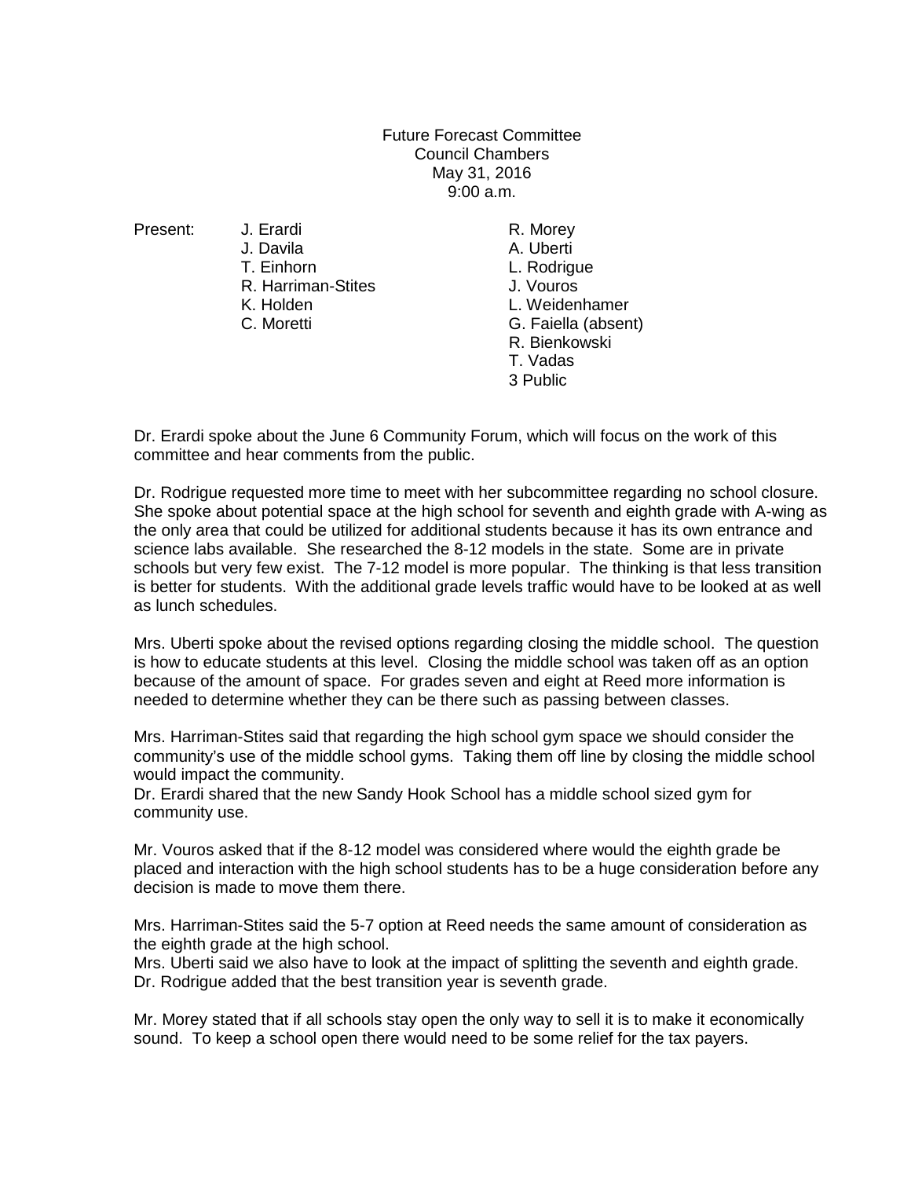Future Forecast Committee
Council Chambers
May 31, 2016
9:00 a.m.

| Present: | J. Erardi | R. Morey |
|---|---|---|
| | J. Davila | A. Uberti |
| | T. Einhorn | L. Rodrigue |
| | R. Harriman-Stites | J. Vouros |
| | K. Holden | L. Weidenhamer |
| | C. Moretti | G. Faiella (absent) |
| | | R. Bienkowski |
| | | T. Vadas |
| | | 3 Public |

Dr. Erardi spoke about the June 6 Community Forum, which will focus on the work of this committee and hear comments from the public.

Dr. Rodrigue requested more time to meet with her subcommittee regarding no school closure. She spoke about potential space at the high school for seventh and eighth grade with A-wing as the only area that could be utilized for additional students because it has its own entrance and science labs available. She researched the 8-12 models in the state. Some are in private schools but very few exist. The 7-12 model is more popular. The thinking is that less transition is better for students. With the additional grade levels traffic would have to be looked at as well as lunch schedules.

Mrs. Uberti spoke about the revised options regarding closing the middle school. The question is how to educate students at this level. Closing the middle school was taken off as an option because of the amount of space. For grades seven and eight at Reed more information is needed to determine whether they can be there such as passing between classes.

Mrs. Harriman-Stites said that regarding the high school gym space we should consider the community's use of the middle school gyms. Taking them off line by closing the middle school would impact the community.
Dr. Erardi shared that the new Sandy Hook School has a middle school sized gym for community use.

Mr. Vouros asked that if the 8-12 model was considered where would the eighth grade be placed and interaction with the high school students has to be a huge consideration before any decision is made to move them there.

Mrs. Harriman-Stites said the 5-7 option at Reed needs the same amount of consideration as the eighth grade at the high school.
Mrs. Uberti said we also have to look at the impact of splitting the seventh and eighth grade.
Dr. Rodrigue added that the best transition year is seventh grade.

Mr. Morey stated that if all schools stay open the only way to sell it is to make it economically sound. To keep a school open there would need to be some relief for the tax payers.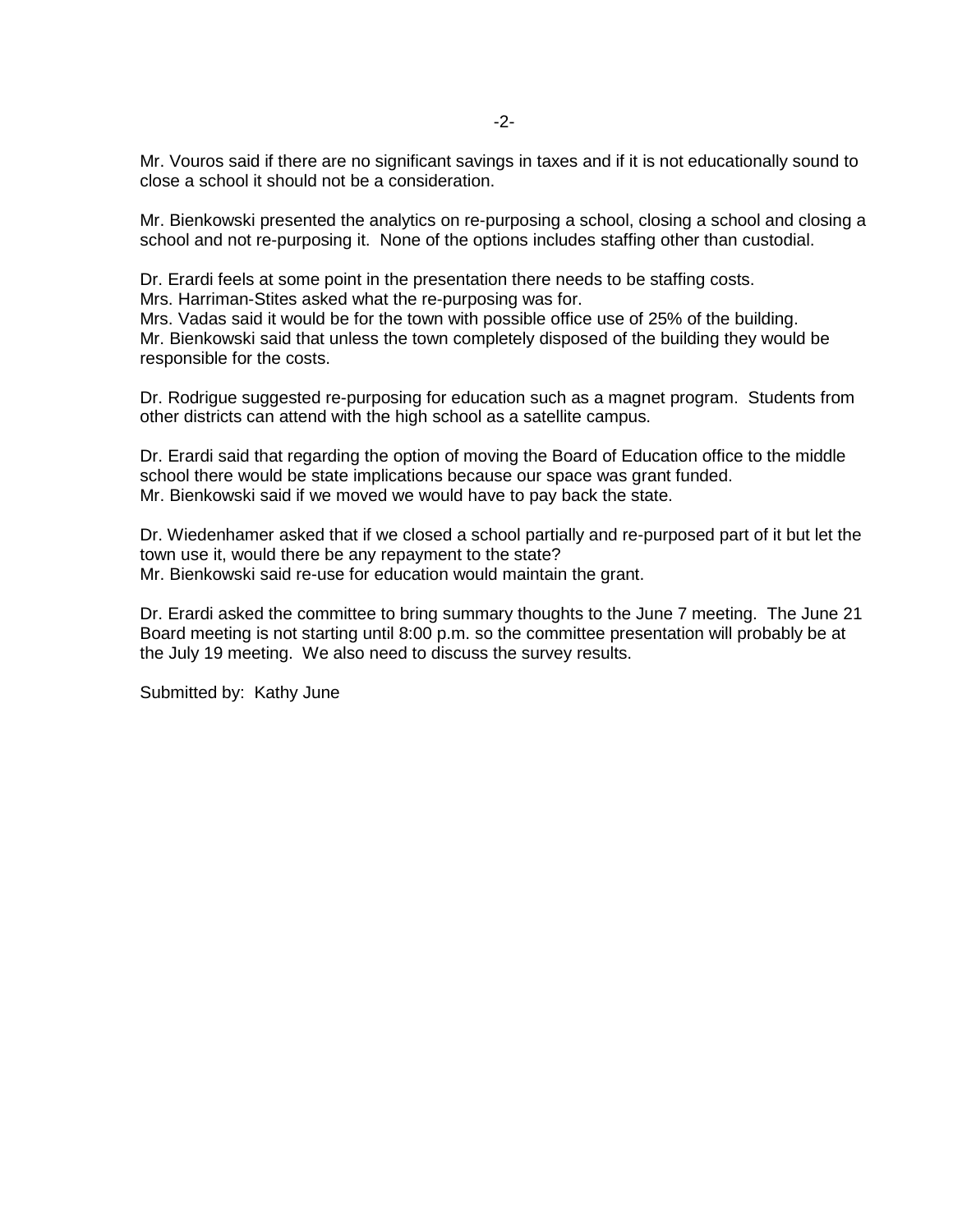Mr. Vouros said if there are no significant savings in taxes and if it is not educationally sound to close a school it should not be a consideration.

Mr. Bienkowski presented the analytics on re-purposing a school, closing a school and closing a school and not re-purposing it. None of the options includes staffing other than custodial.

Dr. Erardi feels at some point in the presentation there needs to be staffing costs.
Mrs. Harriman-Stites asked what the re-purposing was for.
Mrs. Vadas said it would be for the town with possible office use of 25% of the building.
Mr. Bienkowski said that unless the town completely disposed of the building they would be responsible for the costs.

Dr. Rodrigue suggested re-purposing for education such as a magnet program. Students from other districts can attend with the high school as a satellite campus.

Dr. Erardi said that regarding the option of moving the Board of Education office to the middle school there would be state implications because our space was grant funded.
Mr. Bienkowski said if we moved we would have to pay back the state.

Dr. Wiedenhamer asked that if we closed a school partially and re-purposed part of it but let the town use it, would there be any repayment to the state?
Mr. Bienkowski said re-use for education would maintain the grant.

Dr. Erardi asked the committee to bring summary thoughts to the June 7 meeting. The June 21 Board meeting is not starting until 8:00 p.m. so the committee presentation will probably be at the July 19 meeting. We also need to discuss the survey results.

Submitted by: Kathy June